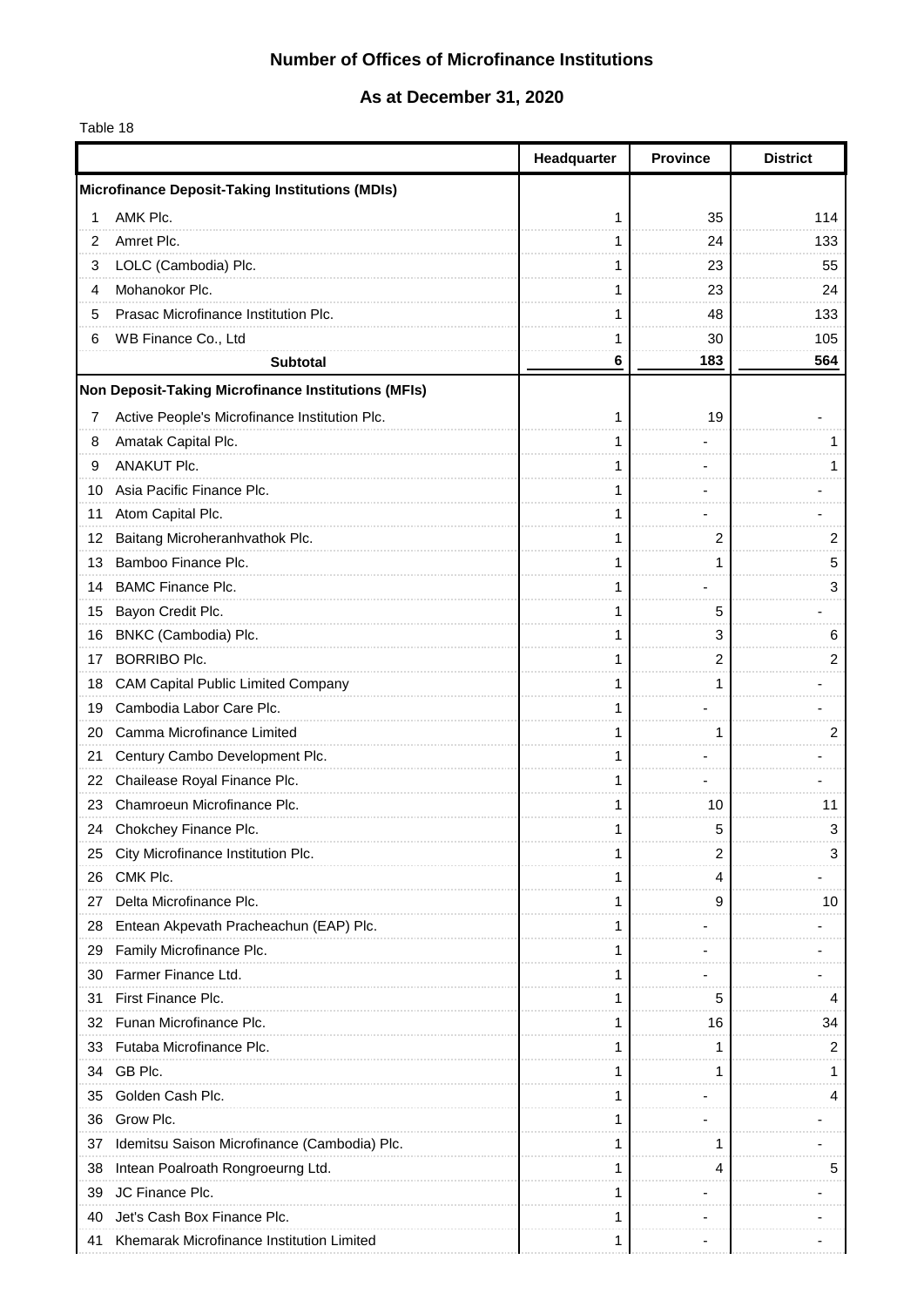# Number of Offices of Microfinance Institutions

## As at December 31, 2020

Table 18

| | | Headquarter | Province | District |
|---|---|---|---|---|
| **Microfinance Deposit-Taking Institutions (MDIs)** | | | | |
| 1 | AMK Plc. | 1 | 35 | 114 |
| 2 | Amret Plc. | 1 | 24 | 133 |
| 3 | LOLC (Cambodia) Plc. | 1 | 23 | 55 |
| 4 | Mohanokor Plc. | 1 | 23 | 24 |
| 5 | Prasac Microfinance Institution Plc. | 1 | 48 | 133 |
| 6 | WB Finance Co., Ltd | 1 | 30 | 105 |
| | **Subtotal** | **6** | **183** | **564** |
| **Non Deposit-Taking Microfinance Institutions (MFIs)** | | | | |
| 7 | Active People's Microfinance Institution Plc. | 1 | 19 | - |
| 8 | Amatak Capital Plc. | 1 | - | 1 |
| 9 | ANAKUT Plc. | 1 | - | 1 |
| 10 | Asia Pacific Finance Plc. | 1 | - | - |
| 11 | Atom Capital Plc. | 1 | - | - |
| 12 | Baitang Microheranhvathok Plc. | 1 | 2 | 2 |
| 13 | Bamboo Finance Plc. | 1 | 1 | 5 |
| 14 | BAMC Finance Plc. | 1 | - | 3 |
| 15 | Bayon Credit Plc. | 1 | 5 | - |
| 16 | BNKC (Cambodia) Plc. | 1 | 3 | 6 |
| 17 | BORRIBO Plc. | 1 | 2 | 2 |
| 18 | CAM Capital Public Limited Company | 1 | 1 | - |
| 19 | Cambodia Labor Care Plc. | 1 | - | - |
| 20 | Camma Microfinance Limited | 1 | 1 | 2 |
| 21 | Century Cambo Development Plc. | 1 | - | - |
| 22 | Chailease Royal Finance Plc. | 1 | - | - |
| 23 | Chamroeun Microfinance Plc. | 1 | 10 | 11 |
| 24 | Chokchey Finance Plc. | 1 | 5 | 3 |
| 25 | City Microfinance Institution Plc. | 1 | 2 | 3 |
| 26 | CMK Plc. | 1 | 4 | - |
| 27 | Delta Microfinance Plc. | 1 | 9 | 10 |
| 28 | Entean Akpevath Pracheachun (EAP) Plc. | 1 | - | - |
| 29 | Family Microfinance Plc. | 1 | - | - |
| 30 | Farmer Finance Ltd. | 1 | - | - |
| 31 | First Finance Plc. | 1 | 5 | 4 |
| 32 | Funan Microfinance Plc. | 1 | 16 | 34 |
| 33 | Futaba Microfinance Plc. | 1 | 1 | 2 |
| 34 | GB Plc. | 1 | 1 | 1 |
| 35 | Golden Cash Plc. | 1 | - | 4 |
| 36 | Grow Plc. | 1 | - | - |
| 37 | Idemitsu Saison Microfinance (Cambodia) Plc. | 1 | 1 | - |
| 38 | Intean Poalroath Rongroeurng Ltd. | 1 | 4 | 5 |
| 39 | JC Finance Plc. | 1 | - | - |
| 40 | Jet's Cash Box Finance Plc. | 1 | - | - |
| 41 | Khemarak Microfinance Institution Limited | 1 | - | - |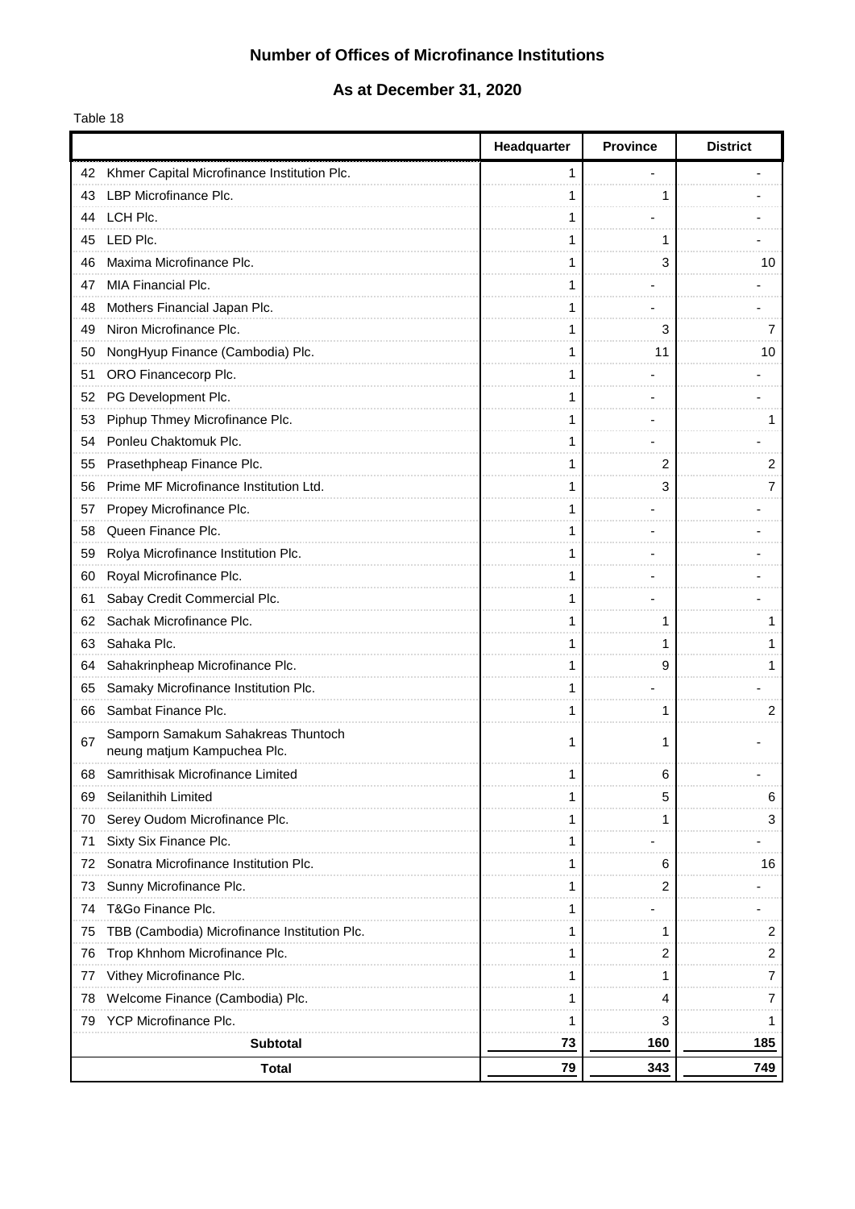## Number of Offices of Microfinance Institutions

## As at December 31, 2020

Table 18

| | | Headquarter | Province | District |
|---|---|---|---|---|
| 42 | Khmer Capital Microfinance Institution Plc. | 1 | - | - |
| 43 | LBP Microfinance Plc. | 1 | 1 | - |
| 44 | LCH Plc. | 1 | - | - |
| 45 | LED Plc. | 1 | 1 | - |
| 46 | Maxima Microfinance Plc. | 1 | 3 | 10 |
| 47 | MIA Financial Plc. | 1 | - | - |
| 48 | Mothers Financial Japan Plc. | 1 | - | - |
| 49 | Niron Microfinance Plc. | 1 | 3 | 7 |
| 50 | NongHyup Finance (Cambodia) Plc. | 1 | 11 | 10 |
| 51 | ORO Financecorp Plc. | 1 | - | - |
| 52 | PG Development Plc. | 1 | - | - |
| 53 | Piphup Thmey Microfinance Plc. | 1 | - | 1 |
| 54 | Ponleu Chaktomuk Plc. | 1 | - | - |
| 55 | Prasethpheap Finance Plc. | 1 | 2 | 2 |
| 56 | Prime MF Microfinance Institution Ltd. | 1 | 3 | 7 |
| 57 | Propey Microfinance Plc. | 1 | - | - |
| 58 | Queen Finance Plc. | 1 | - | - |
| 59 | Rolya Microfinance Institution Plc. | 1 | - | - |
| 60 | Royal Microfinance Plc. | 1 | - | - |
| 61 | Sabay Credit Commercial Plc. | 1 | - | - |
| 62 | Sachak Microfinance Plc. | 1 | 1 | 1 |
| 63 | Sahaka Plc. | 1 | 1 | 1 |
| 64 | Sahakrinpheap Microfinance Plc. | 1 | 9 | 1 |
| 65 | Samaky Microfinance Institution Plc. | 1 | - | - |
| 66 | Sambat Finance Plc. | 1 | 1 | 2 |
| 67 | Samporn Samakum Sahakreas Thuntoch neung matjum Kampuchea Plc. | 1 | 1 | - |
| 68 | Samrithisak Microfinance Limited | 1 | 6 | - |
| 69 | Seilanithih Limited | 1 | 5 | 6 |
| 70 | Serey Oudom Microfinance Plc. | 1 | 1 | 3 |
| 71 | Sixty Six Finance Plc. | 1 | - | - |
| 72 | Sonatra Microfinance Institution Plc. | 1 | 6 | 16 |
| 73 | Sunny Microfinance Plc. | 1 | 2 | - |
| 74 | T&Go Finance Plc. | 1 | - | - |
| 75 | TBB (Cambodia) Microfinance Institution Plc. | 1 | 1 | 2 |
| 76 | Trop Khnhom Microfinance Plc. | 1 | 2 | 2 |
| 77 | Vithey Microfinance Plc. | 1 | 1 | 7 |
| 78 | Welcome Finance (Cambodia) Plc. | 1 | 4 | 7 |
| 79 | YCP Microfinance Plc. | 1 | 3 | 1 |
| | **Subtotal** | **73** | **160** | **185** |
| | **Total** | **79** | **343** | **749** |